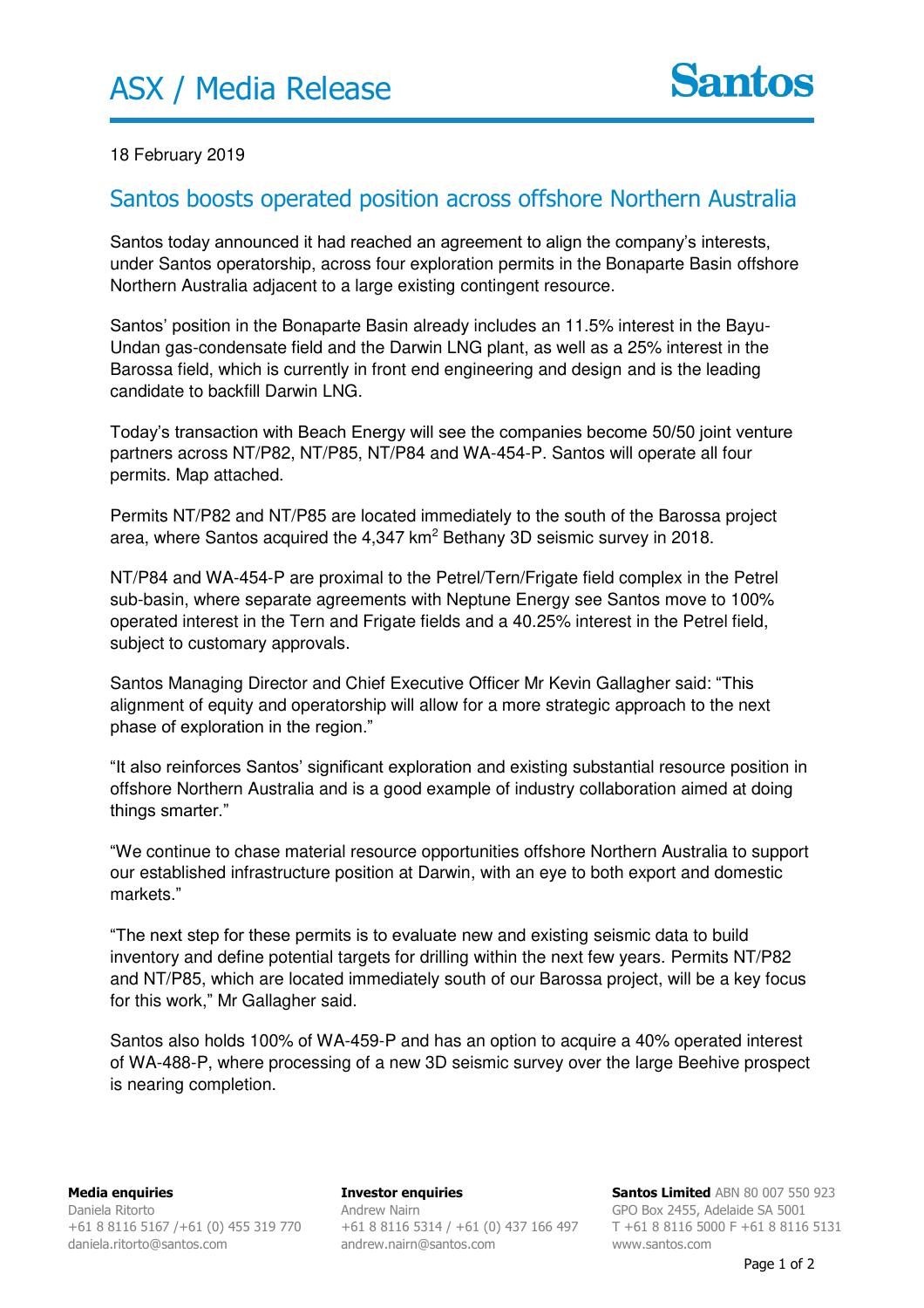# ASX / Media Release

Santos

18 February 2019

## Santos boosts operated position across offshore Northern Australia

Santos today announced it had reached an agreement to align the company's interests, under Santos operatorship, across four exploration permits in the Bonaparte Basin offshore Northern Australia adjacent to a large existing contingent resource.

Santos' position in the Bonaparte Basin already includes an 11.5% interest in the Bayu-Undan gas-condensate field and the Darwin LNG plant, as well as a 25% interest in the Barossa field, which is currently in front end engineering and design and is the leading candidate to backfill Darwin LNG.

Today's transaction with Beach Energy will see the companies become 50/50 joint venture partners across NT/P82, NT/P85, NT/P84 and WA-454-P. Santos will operate all four permits. Map attached.

Permits NT/P82 and NT/P85 are located immediately to the south of the Barossa project area, where Santos acquired the 4,347 $km^2$ Bethany 3D seismic survey in 2018.

NT/P84 and WA-454-P are proximal to the Petrel/Tern/Frigate field complex in the Petrel sub-basin, where separate agreements with Neptune Energy see Santos move to 100% operated interest in the Tern and Frigate fields and a 40.25% interest in the Petrel field, subject to customary approvals.

Santos Managing Director and Chief Executive Officer Mr Kevin Gallagher said: "This alignment of equity and operatorship will allow for a more strategic approach to the next phase of exploration in the region."

"It also reinforces Santos' significant exploration and existing substantial resource position in offshore Northern Australia and is a good example of industry collaboration aimed at doing things smarter."

"We continue to chase material resource opportunities offshore Northern Australia to support our established infrastructure position at Darwin, with an eye to both export and domestic markets."

"The next step for these permits is to evaluate new and existing seismic data to build inventory and define potential targets for drilling within the next few years. Permits NT/P82 and NT/P85, which are located immediately south of our Barossa project, will be a key focus for this work," Mr Gallagher said.

Santos also holds 100% of WA-459-P and has an option to acquire a 40% operated interest of WA-488-P, where processing of a new 3D seismic survey over the large Beehive prospect is nearing completion.

**Media enquiries**
Daniela Ritorto
+61 8 8116 5167 /+61 (0) 455 319 770
daniela.ritorto@santos.com

**Investor enquiries**
Andrew Nairn
+61 8 8116 5314 / +61 (0) 437 166 497
andrew.nairn@santos.com

**Santos Limited** ABN 80 007 550 923
GPO Box 2455, Adelaide SA 5001
T +61 8 8116 5000 F +61 8 8116 5131
www.santos.com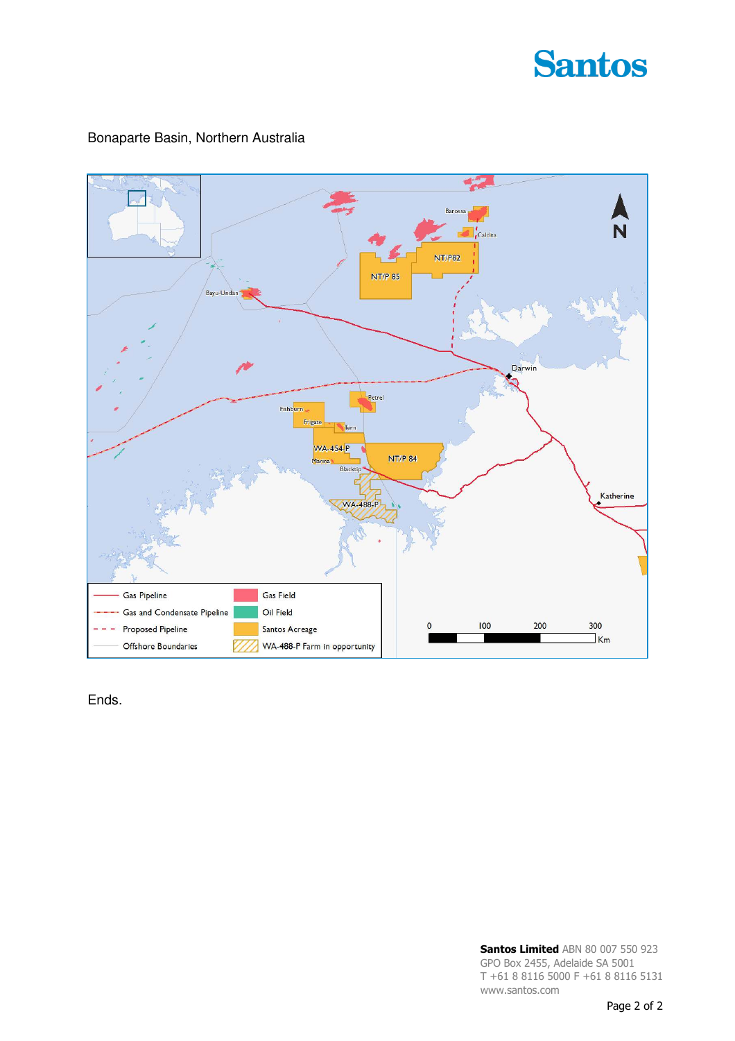Santos

Bonaparte Basin, Northern Australia

Barossa
Caldita
NT/P82
NT/P 85
Bayu-Undan
Darwin
Petrel
Fishburn
Frigate
Tern
WA-454-P
Marina
NT/P 84
Blacktip
WA-488-P
Katherine
N

Gas Pipeline
Gas and Condensate Pipeline
Proposed Pipeline
Offshore Boundaries
Gas Field
Oil Field
Santos Acreage
WA-488-P Farm in opportunity

0 100 200 300
Km

Ends.

**Santos Limited** ABN 80 007 550 923
GPO Box 2455, Adelaide SA 5001
T +61 8 8116 5000 F +61 8 8116 5131
www.santos.com